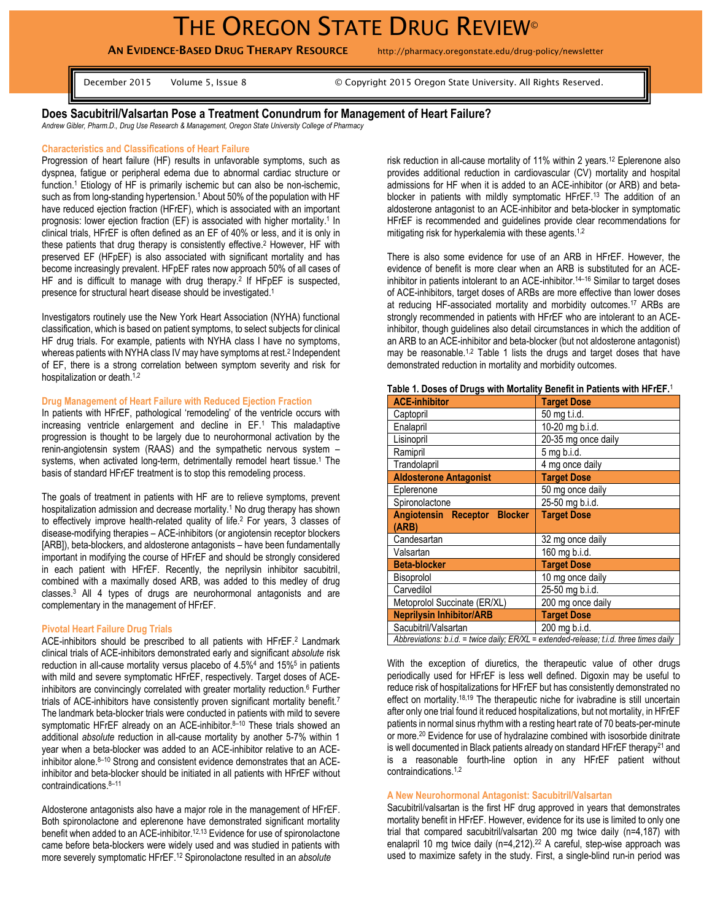# THE OREGON STATE DRUG REVIEW©

**AN EVIDENCE-BASED DRUG THERAPY RESOURCE** http://pharmacy.oregonstate.edu/drug-policy/newsletter

December 2015 Volume 5, Issue 8 © Copyright 2015 Oregon State University. All Rights Reserved.

## Does Sacubitril/Valsartan Pose a Treatment Conundrum for Management of Heart Failure?

*Andrew Gibler, Pharm.D., Drug Use Research & Management, Oregon State University College of Pharmacy*

### Characteristics and Classifications of Heart Failure

Progression of heart failure (HF) results in unfavorable symptoms, such as dyspnea, fatigue or peripheral edema due to abnormal cardiac structure or function.[1] Etiology of HF is primarily ischemic but can also be non-ischemic, such as from long-standing hypertension.[1] About 50% of the population with HF have reduced ejection fraction (HFrEF), which is associated with an important prognosis: lower ejection fraction (EF) is associated with higher mortality.[1] In clinical trials, HFrEF is often defined as an EF of 40% or less, and it is only in these patients that drug therapy is consistently effective.[2] However, HF with preserved EF (HFpEF) is also associated with significant mortality and has become increasingly prevalent. HFpEF rates now approach 50% of all cases of HF and is difficult to manage with drug therapy.[2] If HFpEF is suspected, presence for structural heart disease should be investigated.[1]

Investigators routinely use the New York Heart Association (NYHA) functional classification, which is based on patient symptoms, to select subjects for clinical HF drug trials. For example, patients with NYHA class I have no symptoms, whereas patients with NYHA class IV may have symptoms at rest.[2] Independent of EF, there is a strong correlation between symptom severity and risk for hospitalization or death.[1,2]

### Drug Management of Heart Failure with Reduced Ejection Fraction

In patients with HFrEF, pathological 'remodeling' of the ventricle occurs with increasing ventricle enlargement and decline in EF.[1] This maladaptive progression is thought to be largely due to neurohormonal activation by the renin-angiotensin system (RAAS) and the sympathetic nervous system – systems, when activated long-term, detrimentally remodel heart tissue.[1] The basis of standard HFrEF treatment is to stop this remodeling process.

The goals of treatment in patients with HF are to relieve symptoms, prevent hospitalization admission and decrease mortality.[1] No drug therapy has shown to effectively improve health-related quality of life.[2] For years, 3 classes of disease-modifying therapies – ACE-inhibitors (or angiotensin receptor blockers [ARB]), beta-blockers, and aldosterone antagonists – have been fundamentally important in modifying the course of HFrEF and should be strongly considered in each patient with HFrEF. Recently, the neprilysin inhibitor sacubitril, combined with a maximally dosed ARB, was added to this medley of drug classes.[3] All 4 types of drugs are neurohormonal antagonists and are complementary in the management of HFrEF.

### Pivotal Heart Failure Drug Trials

ACE-inhibitors should be prescribed to all patients with HFrEF.[2] Landmark clinical trials of ACE-inhibitors demonstrated early and significant *absolute* risk reduction in all-cause mortality versus placebo of 4.5%[4] and 15%[5] in patients with mild and severe symptomatic HFrEF, respectively. Target doses of ACE-inhibitors are convincingly correlated with greater mortality reduction.[6] Further trials of ACE-inhibitors have consistently proven significant mortality benefit.[7] The landmark beta-blocker trials were conducted in patients with mild to severe symptomatic HFrEF already on an ACE-inhibitor.[8–10] These trials showed an additional *absolute* reduction in all-cause mortality by another 5-7% within 1 year when a beta-blocker was added to an ACE-inhibitor relative to an ACE-inhibitor alone.[8–10] Strong and consistent evidence demonstrates that an ACE-inhibitor and beta-blocker should be initiated in all patients with HFrEF without contraindications.[8–11]

Aldosterone antagonists also have a major role in the management of HFrEF. Both spironolactone and eplerenone have demonstrated significant mortality benefit when added to an ACE-inhibitor.[12,13] Evidence for use of spironolactone came before beta-blockers were widely used and was studied in patients with more severely symptomatic HFrEF.[12] Spironolactone resulted in an *absolute* risk reduction in all-cause mortality of 11% within 2 years.[12] Eplerenone also provides additional reduction in cardiovascular (CV) mortality and hospital admissions for HF when it is added to an ACE-inhibitor (or ARB) and beta-blocker in patients with mildly symptomatic HFrEF.[13] The addition of an aldosterone antagonist to an ACE-inhibitor and beta-blocker in symptomatic HFrEF is recommended and guidelines provide clear recommendations for mitigating risk for hyperkalemia with these agents.[1,2]

There is also some evidence for use of an ARB in HFrEF. However, the evidence of benefit is more clear when an ARB is substituted for an ACE-inhibitor in patients intolerant to an ACE-inhibitor.[14–16] Similar to target doses of ACE-inhibitors, target doses of ARBs are more effective than lower doses at reducing HF-associated mortality and morbidity outcomes.[17] ARBs are strongly recommended in patients with HFrEF who are intolerant to an ACE-inhibitor, though guidelines also detail circumstances in which the addition of an ARB to an ACE-inhibitor and beta-blocker (but not aldosterone antagonist) may be reasonable.[1,2] Table 1 lists the drugs and target doses that have demonstrated reduction in mortality and morbidity outcomes.

**Table 1. Doses of Drugs with Mortality Benefit in Patients with HFrEF.**[1]

| ACE-inhibitor | Target Dose |
|---|---|
| Captopril | 50 mg t.i.d. |
| Enalapril | 10-20 mg b.i.d. |
| Lisinopril | 20-35 mg once daily |
| Ramipril | 5 mg b.i.d. |
| Trandolapril | 4 mg once daily |
| **Aldosterone Antagonist** | **Target Dose** |
| Eplerenone | 50 mg once daily |
| Spironolactone | 25-50 mg b.i.d. |
| **Angiotensin Receptor Blocker (ARB)** | **Target Dose** |
| Candesartan | 32 mg once daily |
| Valsartan | 160 mg b.i.d. |
| **Beta-blocker** | **Target Dose** |
| Bisoprolol | 10 mg once daily |
| Carvedilol | 25-50 mg b.i.d. |
| Metoprolol Succinate (ER/XL) | 200 mg once daily |
| **Neprilysin Inhibitor/ARB** | **Target Dose** |
| Sacubitril/Valsartan | 200 mg b.i.d. |

*Abbreviations: b.i.d. = twice daily; ER/XL = extended-release; t.i.d. three times daily*

With the exception of diuretics, the therapeutic value of other drugs periodically used for HFrEF is less well defined. Digoxin may be useful to reduce risk of hospitalizations for HFrEF but has consistently demonstrated no effect on mortality.[18,19] The therapeutic niche for ivabradine is still uncertain after only one trial found it reduced hospitalizations, but not mortality, in HFrEF patients in normal sinus rhythm with a resting heart rate of 70 beats-per-minute or more.[20] Evidence for use of hydralazine combined with isosorbide dinitrate is well documented in Black patients already on standard HFrEF therapy[21] and is a reasonable fourth-line option in any HFrEF patient without contraindications.[1,2]

### A New Neurohormonal Antagonist: Sacubitril/Valsartan

Sacubitril/valsartan is the first HF drug approved in years that demonstrates mortality benefit in HFrEF. However, evidence for its use is limited to only one trial that compared sacubitril/valsartan 200 mg twice daily (n=4,187) with enalapril 10 mg twice daily (n=4,212).[22] A careful, step-wise approach was used to maximize safety in the study. First, a single-blind run-in period was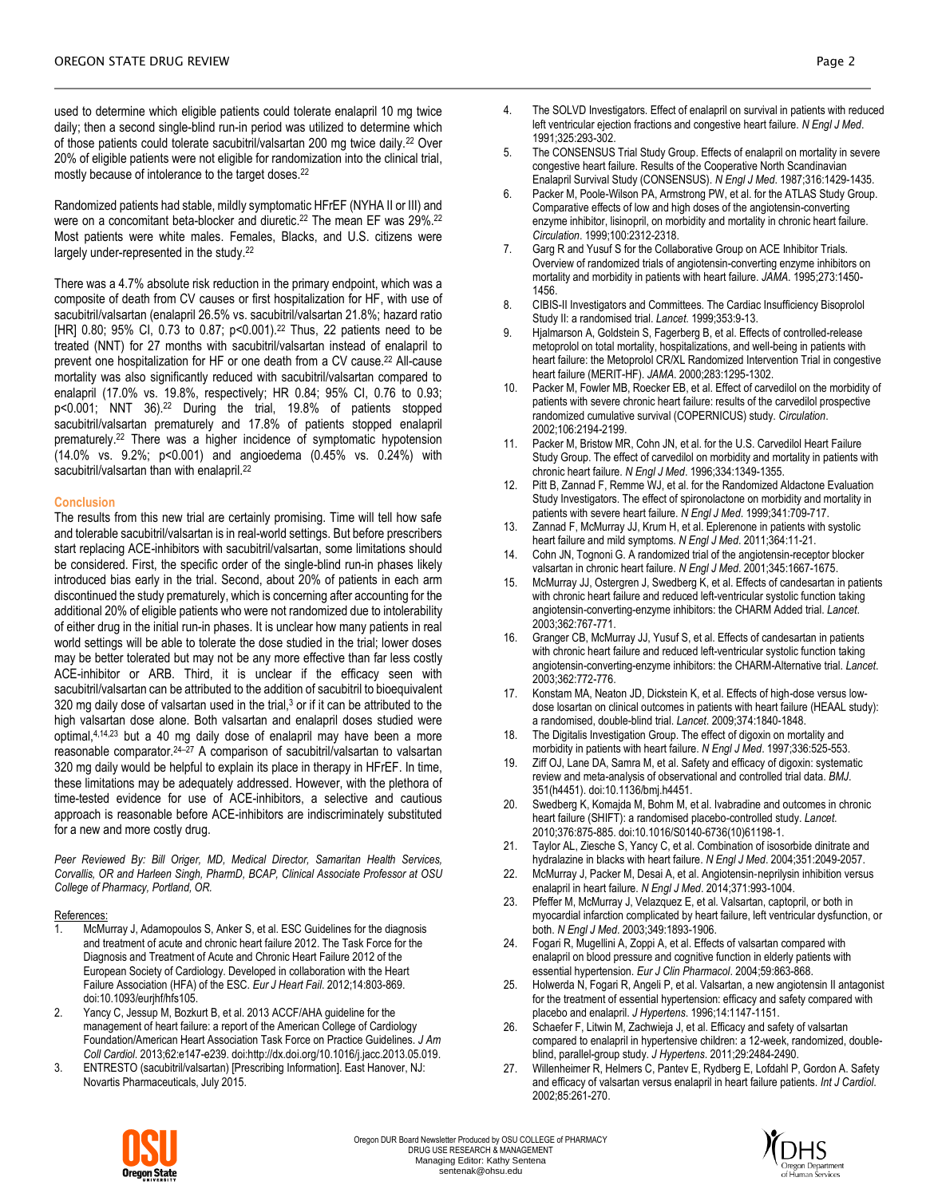used to determine which eligible patients could tolerate enalapril 10 mg twice daily; then a second single-blind run-in period was utilized to determine which of those patients could tolerate sacubitril/valsartan 200 mg twice daily.[22] Over 20% of eligible patients were not eligible for randomization into the clinical trial, mostly because of intolerance to the target doses.[22]

Randomized patients had stable, mildly symptomatic HFrEF (NYHA II or III) and were on a concomitant beta-blocker and diuretic.[22] The mean EF was 29%.[22] Most patients were white males. Females, Blacks, and U.S. citizens were largely under-represented in the study.[22]

There was a 4.7% absolute risk reduction in the primary endpoint, which was a composite of death from CV causes or first hospitalization for HF, with use of sacubitril/valsartan (enalapril 26.5% vs. sacubitril/valsartan 21.8%; hazard ratio [HR] 0.80; 95% CI, 0.73 to 0.87; p<0.001).[22] Thus, 22 patients need to be treated (NNT) for 27 months with sacubitril/valsartan instead of enalapril to prevent one hospitalization for HF or one death from a CV cause.[22] All-cause mortality was also significantly reduced with sacubitril/valsartan compared to enalapril (17.0% vs. 19.8%, respectively; HR 0.84; 95% CI, 0.76 to 0.93; p<0.001; NNT 36).[22] During the trial, 19.8% of patients stopped sacubitril/valsartan prematurely and 17.8% of patients stopped enalapril prematurely.[22] There was a higher incidence of symptomatic hypotension (14.0% vs. 9.2%; p<0.001) and angioedema (0.45% vs. 0.24%) with sacubitril/valsartan than with enalapril.[22]

## Conclusion

The results from this new trial are certainly promising. Time will tell how safe and tolerable sacubitril/valsartan is in real-world settings. But before prescribers start replacing ACE-inhibitors with sacubitril/valsartan, some limitations should be considered. First, the specific order of the single-blind run-in phases likely introduced bias early in the trial. Second, about 20% of patients in each arm discontinued the study prematurely, which is concerning after accounting for the additional 20% of eligible patients who were not randomized due to intolerability of either drug in the initial run-in phases. It is unclear how many patients in real world settings will be able to tolerate the dose studied in the trial; lower doses may be better tolerated but may not be any more effective than far less costly ACE-inhibitor or ARB. Third, it is unclear if the efficacy seen with sacubitril/valsartan can be attributed to the addition of sacubitril to bioequivalent 320 mg daily dose of valsartan used in the trial,[3] or if it can be attributed to the high valsartan dose alone. Both valsartan and enalapril doses studied were optimal,[4,14,23] but a 40 mg daily dose of enalapril may have been a more reasonable comparator.[24–27] A comparison of sacubitril/valsartan to valsartan 320 mg daily would be helpful to explain its place in therapy in HFrEF. In time, these limitations may be adequately addressed. However, with the plethora of time-tested evidence for use of ACE-inhibitors, a selective and cautious approach is reasonable before ACE-inhibitors are indiscriminately substituted for a new and more costly drug.

*Peer Reviewed By: Bill Origer, MD, Medical Director, Samaritan Health Services, Corvallis, OR and Harleen Singh, PharmD, BCAP, Clinical Associate Professor at OSU College of Pharmacy, Portland, OR.*

References:

1. McMurray J, Adamopoulos S, Anker S, et al. ESC Guidelines for the diagnosis and treatment of acute and chronic heart failure 2012. The Task Force for the Diagnosis and Treatment of Acute and Chronic Heart Failure 2012 of the European Society of Cardiology. Developed in collaboration with the Heart Failure Association (HFA) of the ESC. *Eur J Heart Fail*. 2012;14:803-869. doi:10.1093/eurjhf/hfs105.
2. Yancy C, Jessup M, Bozkurt B, et al. 2013 ACCF/AHA guideline for the management of heart failure: a report of the American College of Cardiology Foundation/American Heart Association Task Force on Practice Guidelines. *J Am Coll Cardiol*. 2013;62:e147-e239. doi:http://dx.doi.org/10.1016/j.jacc.2013.05.019.
3. ENTRESTO (sacubitril/valsartan) [Prescribing Information]. East Hanover, NJ: Novartis Pharmaceuticals, July 2015.
4. The SOLVD Investigators. Effect of enalapril on survival in patients with reduced left ventricular ejection fractions and congestive heart failure. *N Engl J Med*. 1991;325:293-302.
5. The CONSENSUS Trial Study Group. Effects of enalapril on mortality in severe congestive heart failure. Results of the Cooperative North Scandinavian Enalapril Survival Study (CONSENSUS). *N Engl J Med*. 1987;316:1429-1435.
6. Packer M, Poole-Wilson PA, Armstrong PW, et al. for the ATLAS Study Group. Comparative effects of low and high doses of the angiotensin-converting enzyme inhibitor, lisinopril, on morbidity and mortality in chronic heart failure. *Circulation*. 1999;100:2312-2318.
7. Garg R and Yusuf S for the Collaborative Group on ACE Inhibitor Trials. Overview of randomized trials of angiotensin-converting enzyme inhibitors on mortality and morbidity in patients with heart failure. *JAMA*. 1995;273:1450-1456.
8. CIBIS-II Investigators and Committees. The Cardiac Insufficiency Bisoprolol Study II: a randomised trial. *Lancet*. 1999;353:9-13.
9. Hjalmarson A, Goldstein S, Fagerberg B, et al. Effects of controlled-release metoprolol on total mortality, hospitalizations, and well-being in patients with heart failure: the Metoprolol CR/XL Randomized Intervention Trial in congestive heart failure (MERIT-HF). *JAMA*. 2000;283:1295-1302.
10. Packer M, Fowler MB, Roecker EB, et al. Effect of carvedilol on the morbidity of patients with severe chronic heart failure: results of the carvedilol prospective randomized cumulative survival (COPERNICUS) study. *Circulation*. 2002;106:2194-2199.
11. Packer M, Bristow MR, Cohn JN, et al. for the U.S. Carvedilol Heart Failure Study Group. The effect of carvedilol on morbidity and mortality in patients with chronic heart failure. *N Engl J Med*. 1996;334:1349-1355.
12. Pitt B, Zannad F, Remme WJ, et al. for the Randomized Aldactone Evaluation Study Investigators. The effect of spironolactone on morbidity and mortality in patients with severe heart failure. *N Engl J Med*. 1999;341:709-717.
13. Zannad F, McMurray JJ, Krum H, et al. Eplerenone in patients with systolic heart failure and mild symptoms. *N Engl J Med*. 2011;364:11-21.
14. Cohn JN, Tognoni G. A randomized trial of the angiotensin-receptor blocker valsartan in chronic heart failure. *N Engl J Med*. 2001;345:1667-1675.
15. McMurray JJ, Ostergren J, Swedberg K, et al. Effects of candesartan in patients with chronic heart failure and reduced left-ventricular systolic function taking angiotensin-converting-enzyme inhibitors: the CHARM Added trial. *Lancet*. 2003;362:767-771.
16. Granger CB, McMurray JJ, Yusuf S, et al. Effects of candesartan in patients with chronic heart failure and reduced left-ventricular systolic function taking angiotensin-converting-enzyme inhibitors: the CHARM-Alternative trial. *Lancet*. 2003;362:772-776.
17. Konstam MA, Neaton JD, Dickstein K, et al. Effects of high-dose versus low-dose losartan on clinical outcomes in patients with heart failure (HEAAL study): a randomised, double-blind trial. *Lancet*. 2009;374:1840-1848.
18. The Digitalis Investigation Group. The effect of digoxin on mortality and morbidity in patients with heart failure. *N Engl J Med*. 1997;336:525-553.
19. Ziff OJ, Lane DA, Samra M, et al. Safety and efficacy of digoxin: systematic review and meta-analysis of observational and controlled trial data. *BMJ*. 351(h4451). doi:10.1136/bmj.h4451.
20. Swedberg K, Komajda M, Bohm M, et al. Ivabradine and outcomes in chronic heart failure (SHIFT): a randomised placebo-controlled study. *Lancet*. 2010;376:875-885. doi:10.1016/S0140-6736(10)61198-1.
21. Taylor AL, Ziesche S, Yancy C, et al. Combination of isosorbide dinitrate and hydralazine in blacks with heart failure. *N Engl J Med*. 2004;351:2049-2057.
22. McMurray JJ, Packer M, Desai A, et al. Angiotensin-neprilysin inhibition versus enalapril in heart failure. *N Engl J Med*. 2014;371:993-1004.
23. Pfeffer M, McMurray J, Velazquez E, et al. Valsartan, captopril, or both in myocardial infarction complicated by heart failure, left ventricular dysfunction, or both. *N Engl J Med*. 2003;349:1893-1906.
24. Fogari R, Mugellini A, Zoppi A, et al. Effects of valsartan compared with enalapril on blood pressure and cognitive function in elderly patients with essential hypertension. *Eur J Clin Pharmacol*. 2004;59:863-868.
25. Holwerda N, Fogari R, Angeli P, et al. Valsartan, a new angiotensin II antagonist for the treatment of essential hypertension: efficacy and safety compared with placebo and enalapril. *J Hypertens*. 1996;14:1147-1151.
26. Schaefer F, Litwin M, Zachwieja J, et al. Efficacy and safety of valsartan compared to enalapril in hypertensive children: a 12-week, randomized, double-blind, parallel-group study. *J Hypertens*. 2011;29:2484-2490.
27. Willenheimer R, Helmers C, Pantev E, Rydberg E, Lofdahl P, Gordon A. Safety and efficacy of valsartan versus enalapril in heart failure patients. *Int J Cardiol*. 2002;85:261-270.

Oregon DUR Board Newsletter Produced by OSU COLLEGE of PHARMACY
DRUG USE RESEARCH & MANAGEMENT
Managing Editor: Kathy Sentena
sentenak@ohsu.edu